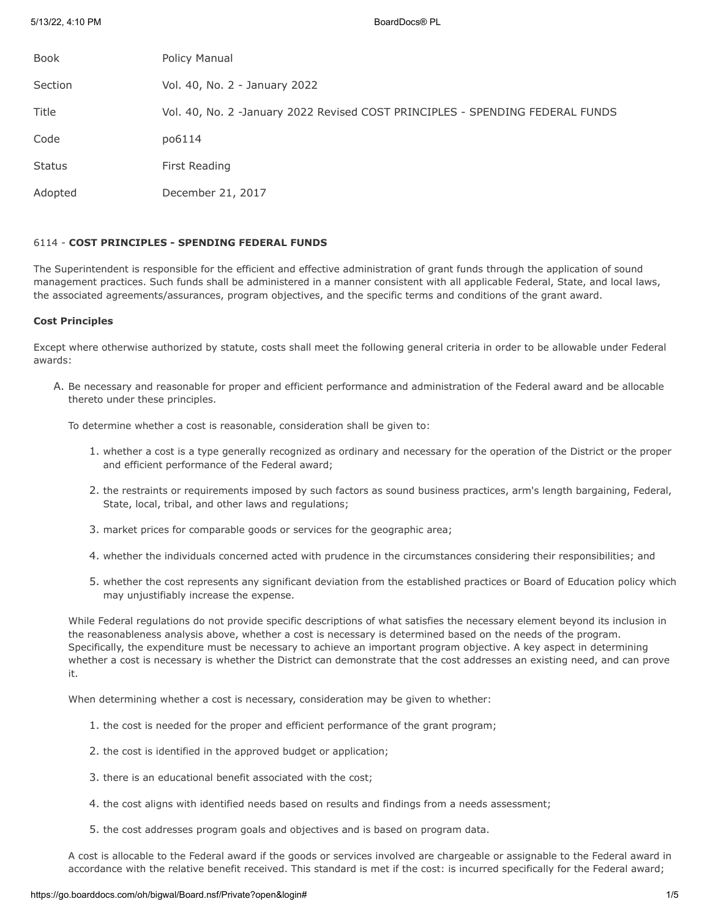| | |
|---|---|
| Book | Policy Manual |
| Section | Vol. 40, No. 2 - January 2022 |
| Title | Vol. 40, No. 2 -January 2022 Revised COST PRINCIPLES - SPENDING FEDERAL FUNDS |
| Code | po6114 |
| Status | First Reading |
| Adopted | December 21, 2017 |

## 6114 - **COST PRINCIPLES - SPENDING FEDERAL FUNDS**

The Superintendent is responsible for the efficient and effective administration of grant funds through the application of sound management practices. Such funds shall be administered in a manner consistent with all applicable Federal, State, and local laws, the associated agreements/assurances, program objectives, and the specific terms and conditions of the grant award.

### Cost Principles

Except where otherwise authorized by statute, costs shall meet the following general criteria in order to be allowable under Federal awards:

A. Be necessary and reasonable for proper and efficient performance and administration of the Federal award and be allocable thereto under these principles.

   To determine whether a cost is reasonable, consideration shall be given to:

   1. whether a cost is a type generally recognized as ordinary and necessary for the operation of the District or the proper and efficient performance of the Federal award;

   2. the restraints or requirements imposed by such factors as sound business practices, arm's length bargaining, Federal, State, local, tribal, and other laws and regulations;

   3. market prices for comparable goods or services for the geographic area;

   4. whether the individuals concerned acted with prudence in the circumstances considering their responsibilities; and

   5. whether the cost represents any significant deviation from the established practices or Board of Education policy which may unjustifiably increase the expense.

   While Federal regulations do not provide specific descriptions of what satisfies the necessary element beyond its inclusion in the reasonableness analysis above, whether a cost is necessary is determined based on the needs of the program. Specifically, the expenditure must be necessary to achieve an important program objective. A key aspect in determining whether a cost is necessary is whether the District can demonstrate that the cost addresses an existing need, and can prove it.

   When determining whether a cost is necessary, consideration may be given to whether:

   1. the cost is needed for the proper and efficient performance of the grant program;

   2. the cost is identified in the approved budget or application;

   3. there is an educational benefit associated with the cost;

   4. the cost aligns with identified needs based on results and findings from a needs assessment;

   5. the cost addresses program goals and objectives and is based on program data.

   A cost is allocable to the Federal award if the goods or services involved are chargeable or assignable to the Federal award in accordance with the relative benefit received. This standard is met if the cost: is incurred specifically for the Federal award;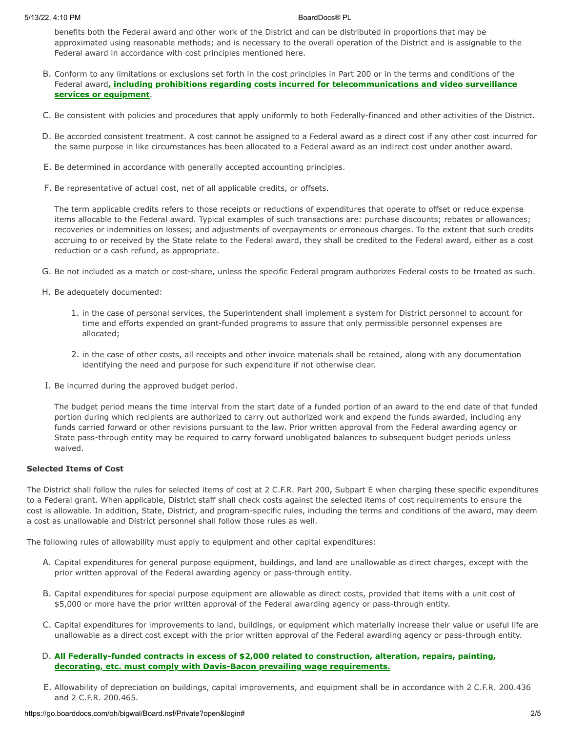benefits both the Federal award and other work of the District and can be distributed in proportions that may be approximated using reasonable methods; and is necessary to the overall operation of the District and is assignable to the Federal award in accordance with cost principles mentioned here.

B. Conform to any limitations or exclusions set forth in the cost principles in Part 200 or in the terms and conditions of the Federal award**, including prohibitions regarding costs incurred for telecommunications and video surveillance services or equipment**.

C. Be consistent with policies and procedures that apply uniformly to both Federally-financed and other activities of the District.

D. Be accorded consistent treatment. A cost cannot be assigned to a Federal award as a direct cost if any other cost incurred for the same purpose in like circumstances has been allocated to a Federal award as an indirect cost under another award.

E. Be determined in accordance with generally accepted accounting principles.

F. Be representative of actual cost, net of all applicable credits, or offsets.

The term applicable credits refers to those receipts or reductions of expenditures that operate to offset or reduce expense items allocable to the Federal award. Typical examples of such transactions are: purchase discounts; rebates or allowances; recoveries or indemnities on losses; and adjustments of overpayments or erroneous charges. To the extent that such credits accruing to or received by the State relate to the Federal award, they shall be credited to the Federal award, either as a cost reduction or a cash refund, as appropriate.

G. Be not included as a match or cost-share, unless the specific Federal program authorizes Federal costs to be treated as such.

H. Be adequately documented:

1. in the case of personal services, the Superintendent shall implement a system for District personnel to account for time and efforts expended on grant-funded programs to assure that only permissible personnel expenses are allocated;

2. in the case of other costs, all receipts and other invoice materials shall be retained, along with any documentation identifying the need and purpose for such expenditure if not otherwise clear.

I. Be incurred during the approved budget period.

The budget period means the time interval from the start date of a funded portion of an award to the end date of that funded portion during which recipients are authorized to carry out authorized work and expend the funds awarded, including any funds carried forward or other revisions pursuant to the law. Prior written approval from the Federal awarding agency or State pass-through entity may be required to carry forward unobligated balances to subsequent budget periods unless waived.

**Selected Items of Cost**

The District shall follow the rules for selected items of cost at 2 C.F.R. Part 200, Subpart E when charging these specific expenditures to a Federal grant. When applicable, District staff shall check costs against the selected items of cost requirements to ensure the cost is allowable. In addition, State, District, and program-specific rules, including the terms and conditions of the award, may deem a cost as unallowable and District personnel shall follow those rules as well.

The following rules of allowability must apply to equipment and other capital expenditures:

A. Capital expenditures for general purpose equipment, buildings, and land are unallowable as direct charges, except with the prior written approval of the Federal awarding agency or pass-through entity.

B. Capital expenditures for special purpose equipment are allowable as direct costs, provided that items with a unit cost of $5,000 or more have the prior written approval of the Federal awarding agency or pass-through entity.

C. Capital expenditures for improvements to land, buildings, or equipment which materially increase their value or useful life are unallowable as a direct cost except with the prior written approval of the Federal awarding agency or pass-through entity.

D. **All Federally-funded contracts in excess of $2,000 related to construction, alteration, repairs, painting, decorating, etc. must comply with Davis-Bacon prevailing wage requirements.**

E. Allowability of depreciation on buildings, capital improvements, and equipment shall be in accordance with 2 C.F.R. 200.436 and 2 C.F.R. 200.465.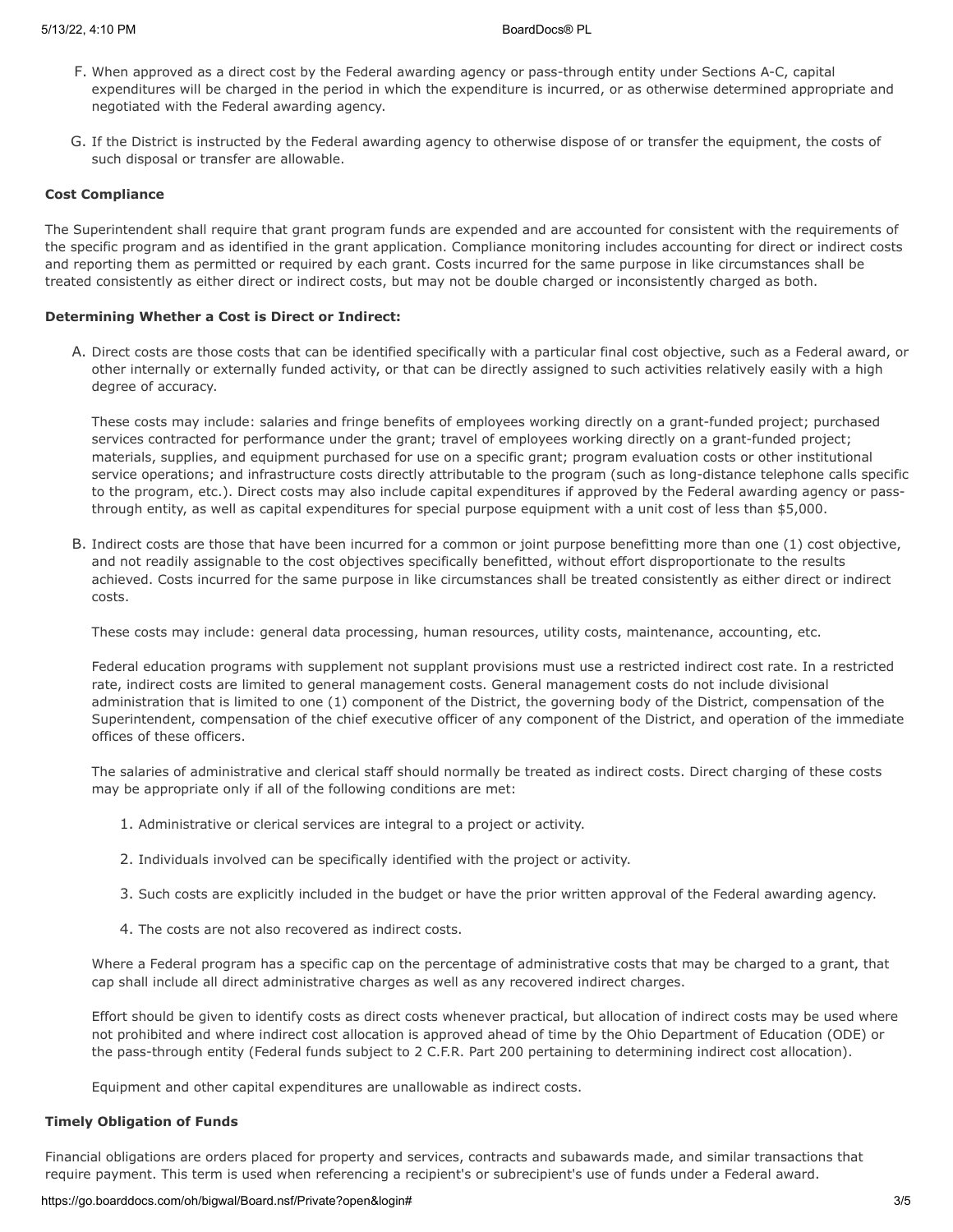F. When approved as a direct cost by the Federal awarding agency or pass-through entity under Sections A-C, capital expenditures will be charged in the period in which the expenditure is incurred, or as otherwise determined appropriate and negotiated with the Federal awarding agency.

G. If the District is instructed by the Federal awarding agency to otherwise dispose of or transfer the equipment, the costs of such disposal or transfer are allowable.

**Cost Compliance**

The Superintendent shall require that grant program funds are expended and are accounted for consistent with the requirements of the specific program and as identified in the grant application. Compliance monitoring includes accounting for direct or indirect costs and reporting them as permitted or required by each grant. Costs incurred for the same purpose in like circumstances shall be treated consistently as either direct or indirect costs, but may not be double charged or inconsistently charged as both.

**Determining Whether a Cost is Direct or Indirect:**

A. Direct costs are those costs that can be identified specifically with a particular final cost objective, such as a Federal award, or other internally or externally funded activity, or that can be directly assigned to such activities relatively easily with a high degree of accuracy.

   These costs may include: salaries and fringe benefits of employees working directly on a grant-funded project; purchased services contracted for performance under the grant; travel of employees working directly on a grant-funded project; materials, supplies, and equipment purchased for use on a specific grant; program evaluation costs or other institutional service operations; and infrastructure costs directly attributable to the program (such as long-distance telephone calls specific to the program, etc.). Direct costs may also include capital expenditures if approved by the Federal awarding agency or pass-through entity, as well as capital expenditures for special purpose equipment with a unit cost of less than $5,000.

B. Indirect costs are those that have been incurred for a common or joint purpose benefitting more than one (1) cost objective, and not readily assignable to the cost objectives specifically benefitted, without effort disproportionate to the results achieved. Costs incurred for the same purpose in like circumstances shall be treated consistently as either direct or indirect costs.

   These costs may include: general data processing, human resources, utility costs, maintenance, accounting, etc.

   Federal education programs with supplement not supplant provisions must use a restricted indirect cost rate. In a restricted rate, indirect costs are limited to general management costs. General management costs do not include divisional administration that is limited to one (1) component of the District, the governing body of the District, compensation of the Superintendent, compensation of the chief executive officer of any component of the District, and operation of the immediate offices of these officers.

   The salaries of administrative and clerical staff should normally be treated as indirect costs. Direct charging of these costs may be appropriate only if all of the following conditions are met:

   1. Administrative or clerical services are integral to a project or activity.
   2. Individuals involved can be specifically identified with the project or activity.
   3. Such costs are explicitly included in the budget or have the prior written approval of the Federal awarding agency.
   4. The costs are not also recovered as indirect costs.

   Where a Federal program has a specific cap on the percentage of administrative costs that may be charged to a grant, that cap shall include all direct administrative charges as well as any recovered indirect charges.

   Effort should be given to identify costs as direct costs whenever practical, but allocation of indirect costs may be used where not prohibited and where indirect cost allocation is approved ahead of time by the Ohio Department of Education (ODE) or the pass-through entity (Federal funds subject to 2 C.F.R. Part 200 pertaining to determining indirect cost allocation).

   Equipment and other capital expenditures are unallowable as indirect costs.

**Timely Obligation of Funds**

Financial obligations are orders placed for property and services, contracts and subawards made, and similar transactions that require payment. This term is used when referencing a recipient's or subrecipient's use of funds under a Federal award.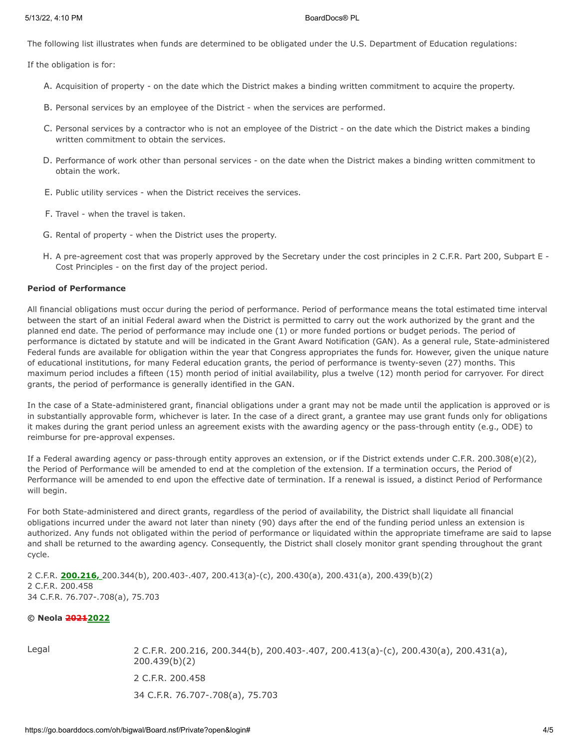The following list illustrates when funds are determined to be obligated under the U.S. Department of Education regulations:

If the obligation is for:

A. Acquisition of property - on the date which the District makes a binding written commitment to acquire the property.

B. Personal services by an employee of the District - when the services are performed.

C. Personal services by a contractor who is not an employee of the District - on the date which the District makes a binding written commitment to obtain the services.

D. Performance of work other than personal services - on the date when the District makes a binding written commitment to obtain the work.

E. Public utility services - when the District receives the services.

F. Travel - when the travel is taken.

G. Rental of property - when the District uses the property.

H. A pre-agreement cost that was properly approved by the Secretary under the cost principles in 2 C.F.R. Part 200, Subpart E - Cost Principles - on the first day of the project period.

**Period of Performance**

All financial obligations must occur during the period of performance. Period of performance means the total estimated time interval between the start of an initial Federal award when the District is permitted to carry out the work authorized by the grant and the planned end date. The period of performance may include one (1) or more funded portions or budget periods. The period of performance is dictated by statute and will be indicated in the Grant Award Notification (GAN). As a general rule, State-administered Federal funds are available for obligation within the year that Congress appropriates the funds for. However, given the unique nature of educational institutions, for many Federal education grants, the period of performance is twenty-seven (27) months. This maximum period includes a fifteen (15) month period of initial availability, plus a twelve (12) month period for carryover. For direct grants, the period of performance is generally identified in the GAN.

In the case of a State-administered grant, financial obligations under a grant may not be made until the application is approved or is in substantially approvable form, whichever is later. In the case of a direct grant, a grantee may use grant funds only for obligations it makes during the grant period unless an agreement exists with the awarding agency or the pass-through entity (e.g., ODE) to reimburse for pre-approval expenses.

If a Federal awarding agency or pass-through entity approves an extension, or if the District extends under C.F.R. 200.308(e)(2), the Period of Performance will be amended to end at the completion of the extension. If a termination occurs, the Period of Performance will be amended to end upon the effective date of termination. If a renewal is issued, a distinct Period of Performance will begin.

For both State-administered and direct grants, regardless of the period of availability, the District shall liquidate all financial obligations incurred under the award not later than ninety (90) days after the end of the funding period unless an extension is authorized. Any funds not obligated within the period of performance or liquidated within the appropriate timeframe are said to lapse and shall be returned to the awarding agency. Consequently, the District shall closely monitor grant spending throughout the grant cycle.

2 C.F.R. **200.216,** 200.344(b), 200.403-.407, 200.413(a)-(c), 200.430(a), 200.431(a), 200.439(b)(2)
2 C.F.R. 200.458
34 C.F.R. 76.707-.708(a), 75.703

**© Neola ~~2021~~2022**

Legal

2 C.F.R. 200.216, 200.344(b), 200.403-.407, 200.413(a)-(c), 200.430(a), 200.431(a), 200.439(b)(2)

2 C.F.R. 200.458

34 C.F.R. 76.707-.708(a), 75.703